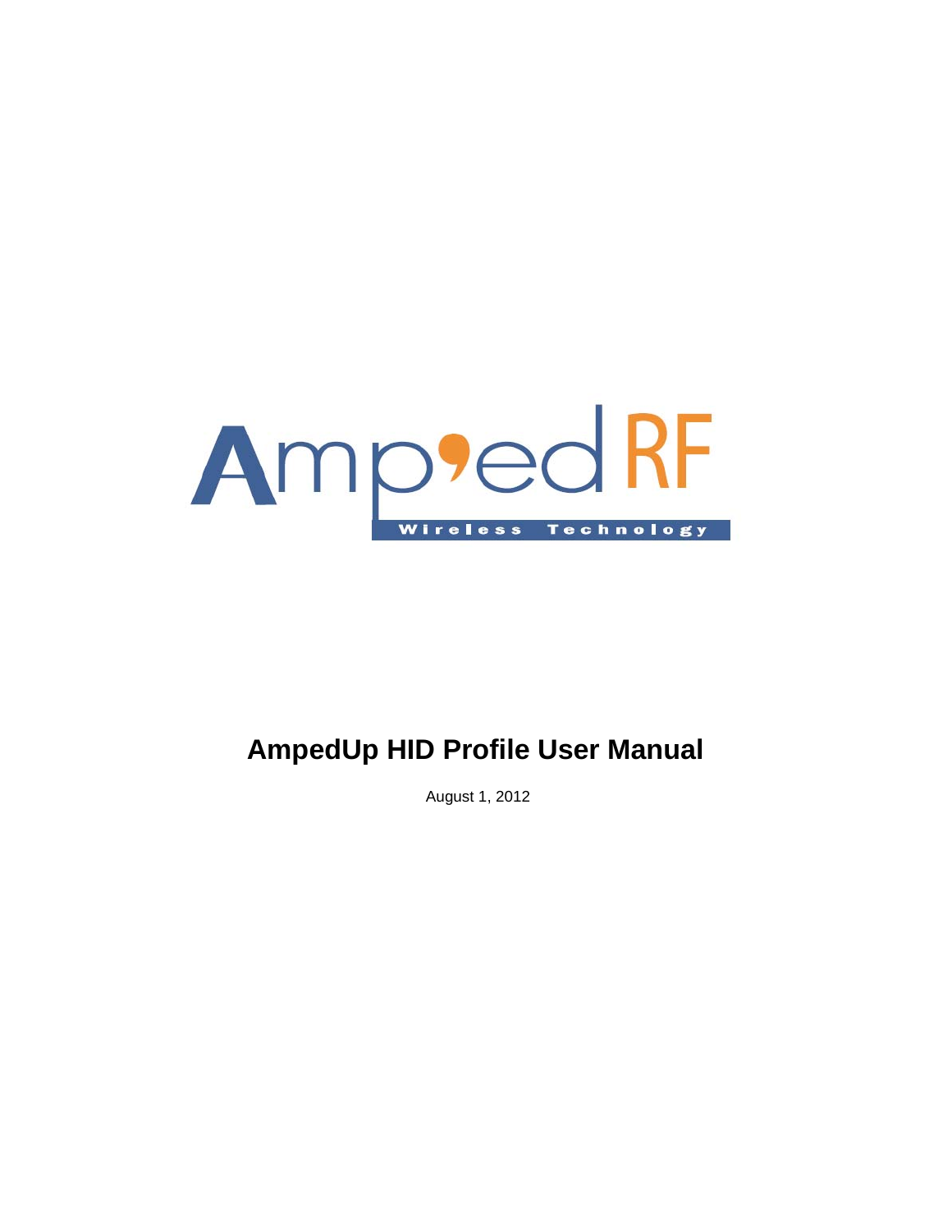Amp'ed RF

Wireless Technology

# AmpedUp HID Profile User Manual

August 1, 2012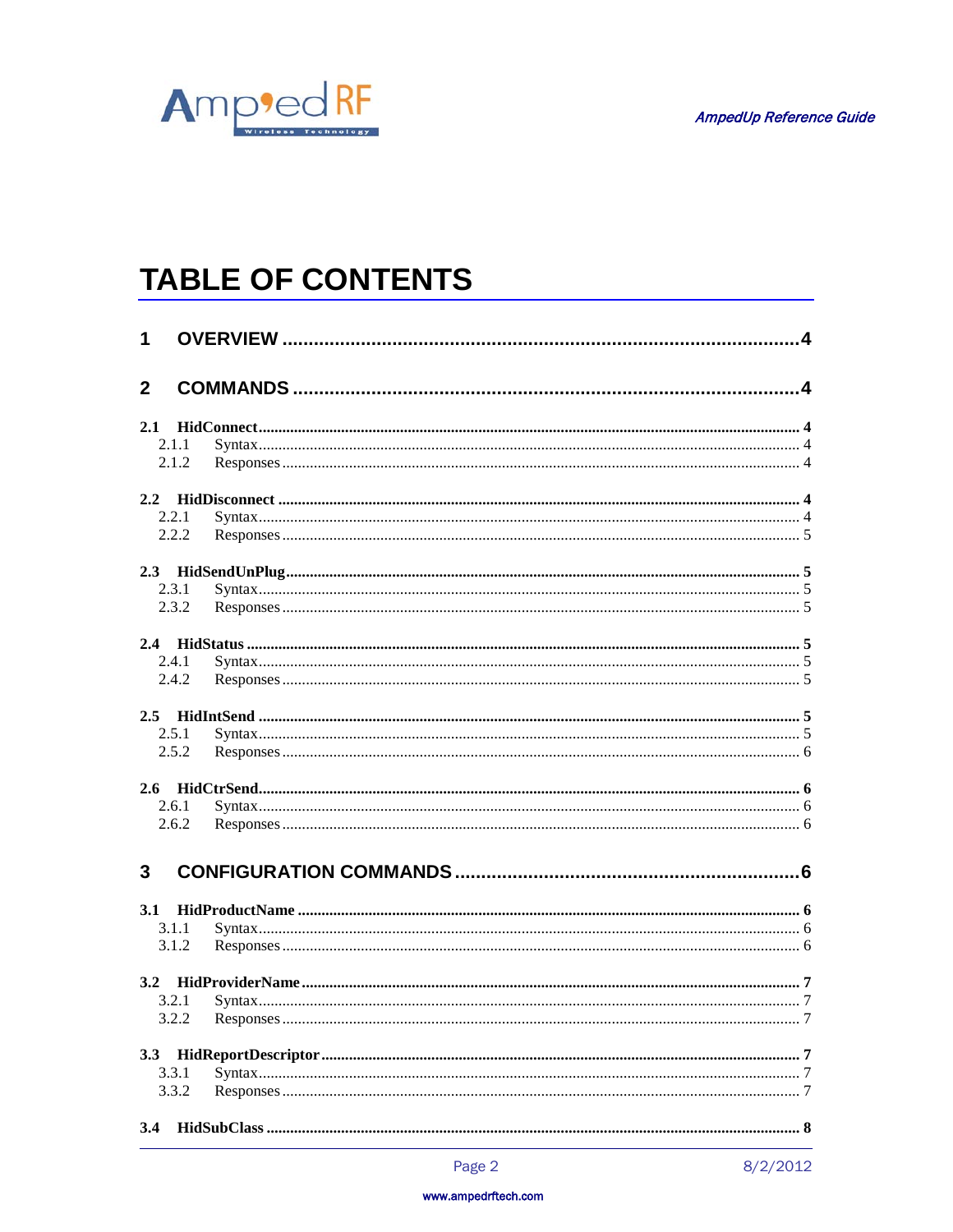# TABLE OF CONTENTS

**1 OVERVIEW** ..... 4

**2 COMMANDS** ..... 4

**2.1 HidConnect** ..... 4
- 2.1.1 Syntax ..... 4
- 2.1.2 Responses ..... 4

**2.2 HidDisconnect** ..... 4
- 2.2.1 Syntax ..... 4
- 2.2.2 Responses ..... 5

**2.3 HidSendUnPlug** ..... 5
- 2.3.1 Syntax ..... 5
- 2.3.2 Responses ..... 5

**2.4 HidStatus** ..... 5
- 2.4.1 Syntax ..... 5
- 2.4.2 Responses ..... 5

**2.5 HidIntSend** ..... 5
- 2.5.1 Syntax ..... 5
- 2.5.2 Responses ..... 6

**2.6 HidCtrSend** ..... 6
- 2.6.1 Syntax ..... 6
- 2.6.2 Responses ..... 6

**3 CONFIGURATION COMMANDS** ..... 6

**3.1 HidProductName** ..... 6
- 3.1.1 Syntax ..... 6
- 3.1.2 Responses ..... 6

**3.2 HidProviderName** ..... 7
- 3.2.1 Syntax ..... 7
- 3.2.2 Responses ..... 7

**3.3 HidReportDescriptor** ..... 7
- 3.3.1 Syntax ..... 7
- 3.3.2 Responses ..... 7

**3.4 HidSubClass** ..... 8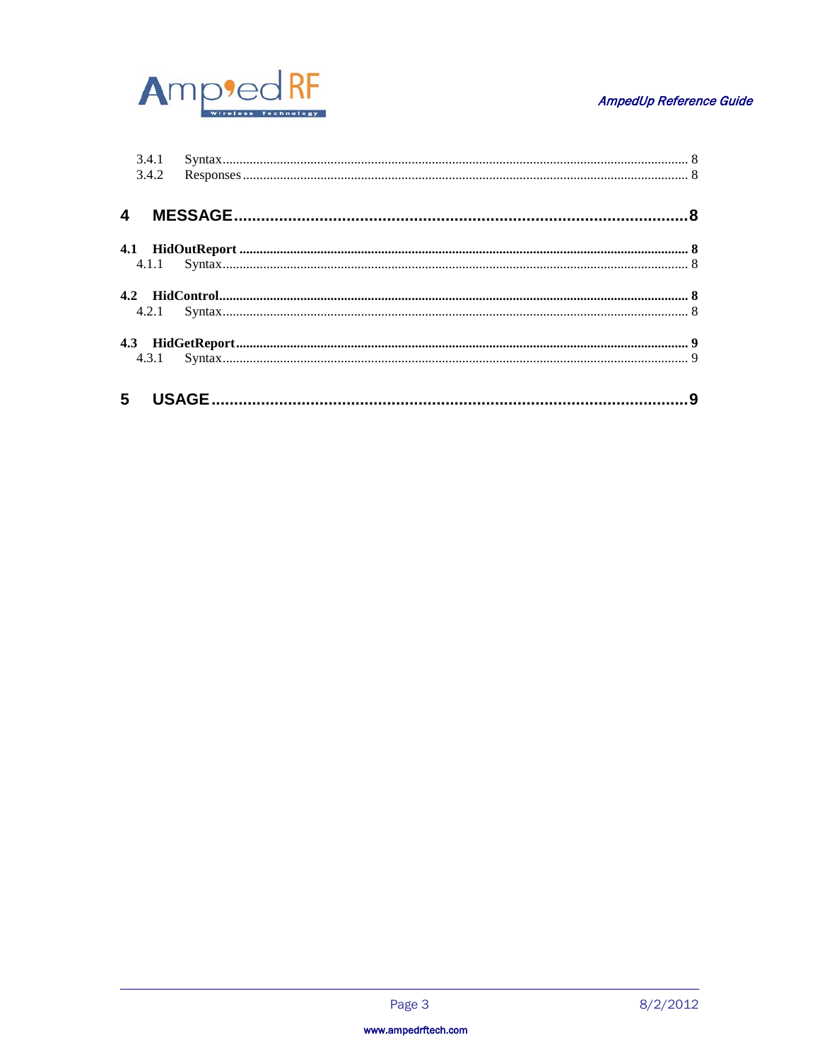3.4.1 Syntax ........ 8
3.4.2 Responses ........ 8

**4 MESSAGE ........ 8**

**4.1 HidOutReport ........ 8**
4.1.1 Syntax ........ 8

**4.2 HidControl ........ 8**
4.2.1 Syntax ........ 8

**4.3 HidGetReport ........ 9**
4.3.1 Syntax ........ 9

**5 USAGE ........ 9**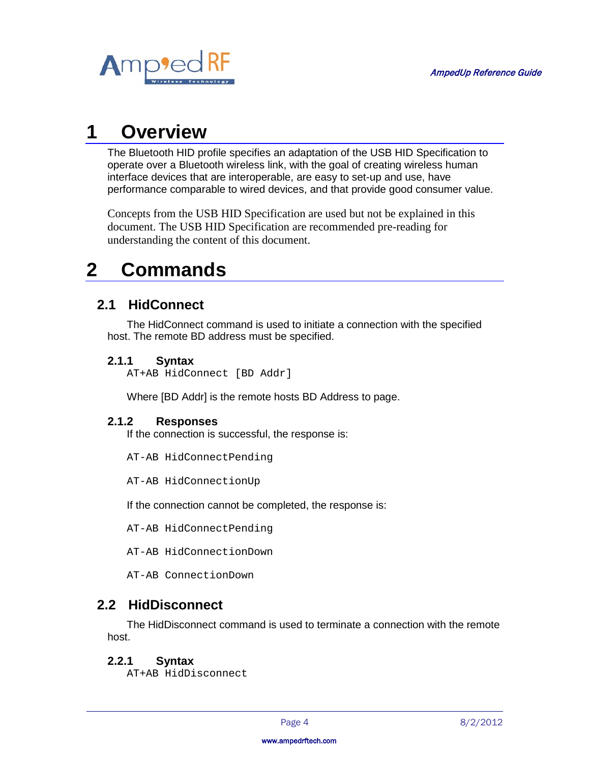# 1 Overview

The Bluetooth HID profile specifies an adaptation of the USB HID Specification to operate over a Bluetooth wireless link, with the goal of creating wireless human interface devices that are interoperable, are easy to set-up and use, have performance comparable to wired devices, and that provide good consumer value.

Concepts from the USB HID Specification are used but not be explained in this document. The USB HID Specification are recommended pre-reading for understanding the content of this document.

# 2 Commands

## 2.1 HidConnect

The HidConnect command is used to initiate a connection with the specified host. The remote BD address must be specified.

### 2.1.1 Syntax

```
AT+AB HidConnect [BD Addr]
```

Where [BD Addr] is the remote hosts BD Address to page.

### 2.1.2 Responses

If the connection is successful, the response is:

```
AT-AB HidConnectPending

AT-AB HidConnectionUp
```

If the connection cannot be completed, the response is:

```
AT-AB HidConnectPending

AT-AB HidConnectionDown

AT-AB ConnectionDown
```

## 2.2 HidDisconnect

The HidDisconnect command is used to terminate a connection with the remote host.

### 2.2.1 Syntax

```
AT+AB HidDisconnect
```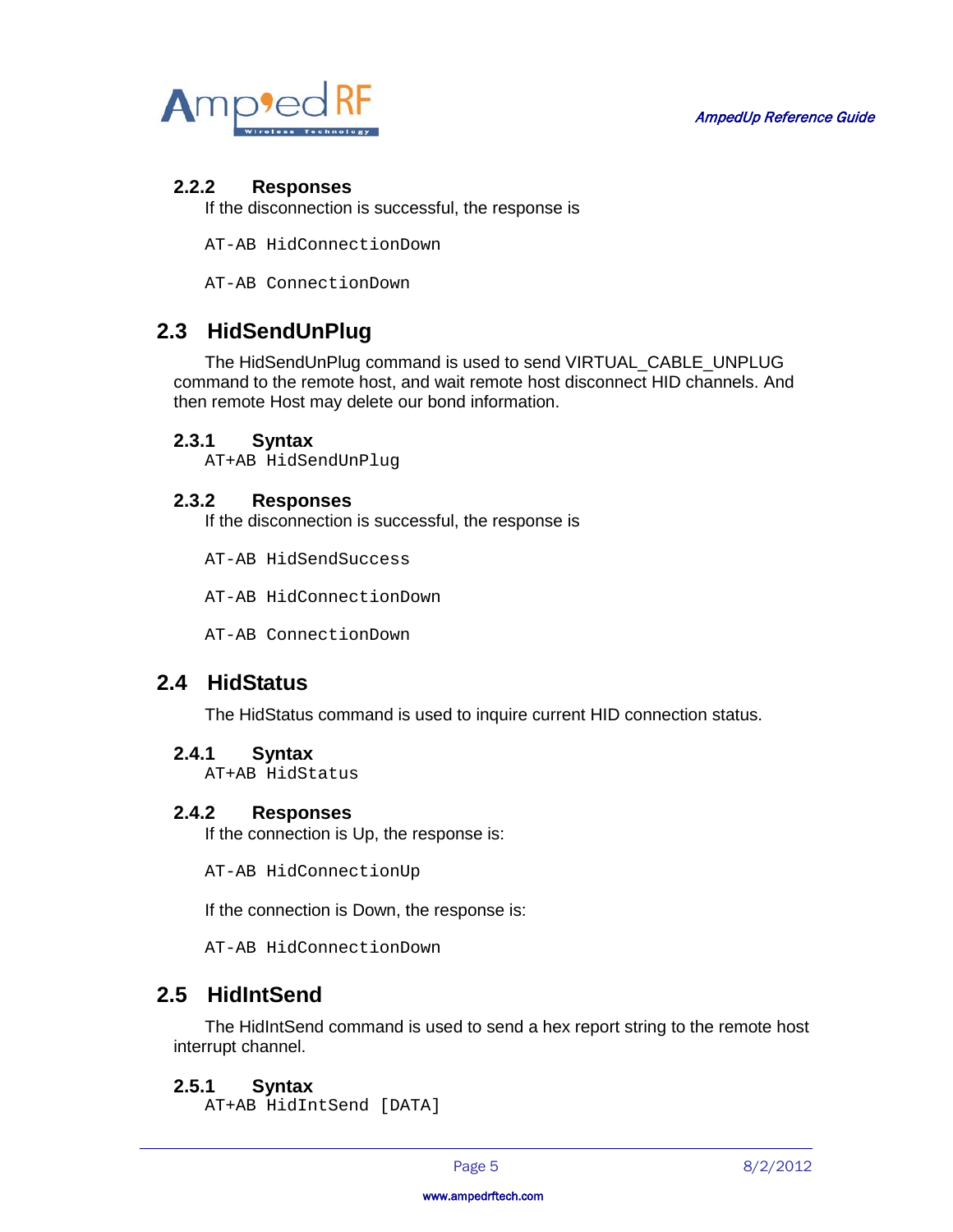### 2.2.2 Responses

If the disconnection is successful, the response is

```
AT-AB HidConnectionDown

AT-AB ConnectionDown
```

## 2.3 HidSendUnPlug

The HidSendUnPlug command is used to send VIRTUAL_CABLE_UNPLUG command to the remote host, and wait remote host disconnect HID channels. And then remote Host may delete our bond information.

### 2.3.1 Syntax

```
AT+AB HidSendUnPlug
```

### 2.3.2 Responses

If the disconnection is successful, the response is

```
AT-AB HidSendSuccess

AT-AB HidConnectionDown

AT-AB ConnectionDown
```

## 2.4 HidStatus

The HidStatus command is used to inquire current HID connection status.

### 2.4.1 Syntax

```
AT+AB HidStatus
```

### 2.4.2 Responses

If the connection is Up, the response is:

```
AT-AB HidConnectionUp
```

If the connection is Down, the response is:

```
AT-AB HidConnectionDown
```

## 2.5 HidIntSend

The HidIntSend command is used to send a hex report string to the remote host interrupt channel.

### 2.5.1 Syntax

```
AT+AB HidIntSend [DATA]
```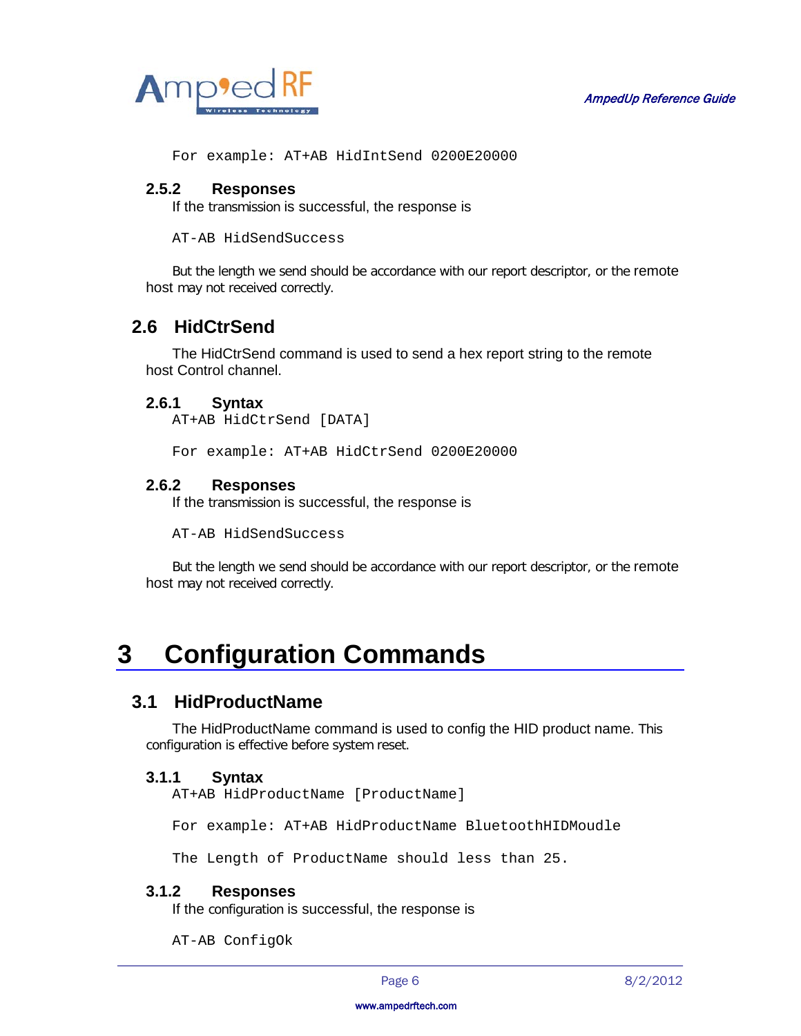For example: AT+AB HidIntSend 0200E20000

### 2.5.2 Responses

If the transmission is successful, the response is

AT-AB HidSendSuccess

But the length we send should be accordance with our report descriptor, or the remote host may not received correctly.

## 2.6 HidCtrSend

The HidCtrSend command is used to send a hex report string to the remote host Control channel.

### 2.6.1 Syntax

AT+AB HidCtrSend [DATA]

For example: AT+AB HidCtrSend 0200E20000

### 2.6.2 Responses

If the transmission is successful, the response is

AT-AB HidSendSuccess

But the length we send should be accordance with our report descriptor, or the remote host may not received correctly.

# 3 Configuration Commands

## 3.1 HidProductName

The HidProductName command is used to config the HID product name. This configuration is effective before system reset.

### 3.1.1 Syntax

AT+AB HidProductName [ProductName]

For example: AT+AB HidProductName BluetoothHIDMoudle

The Length of ProductName should less than 25.

### 3.1.2 Responses

If the configuration is successful, the response is

AT-AB ConfigOk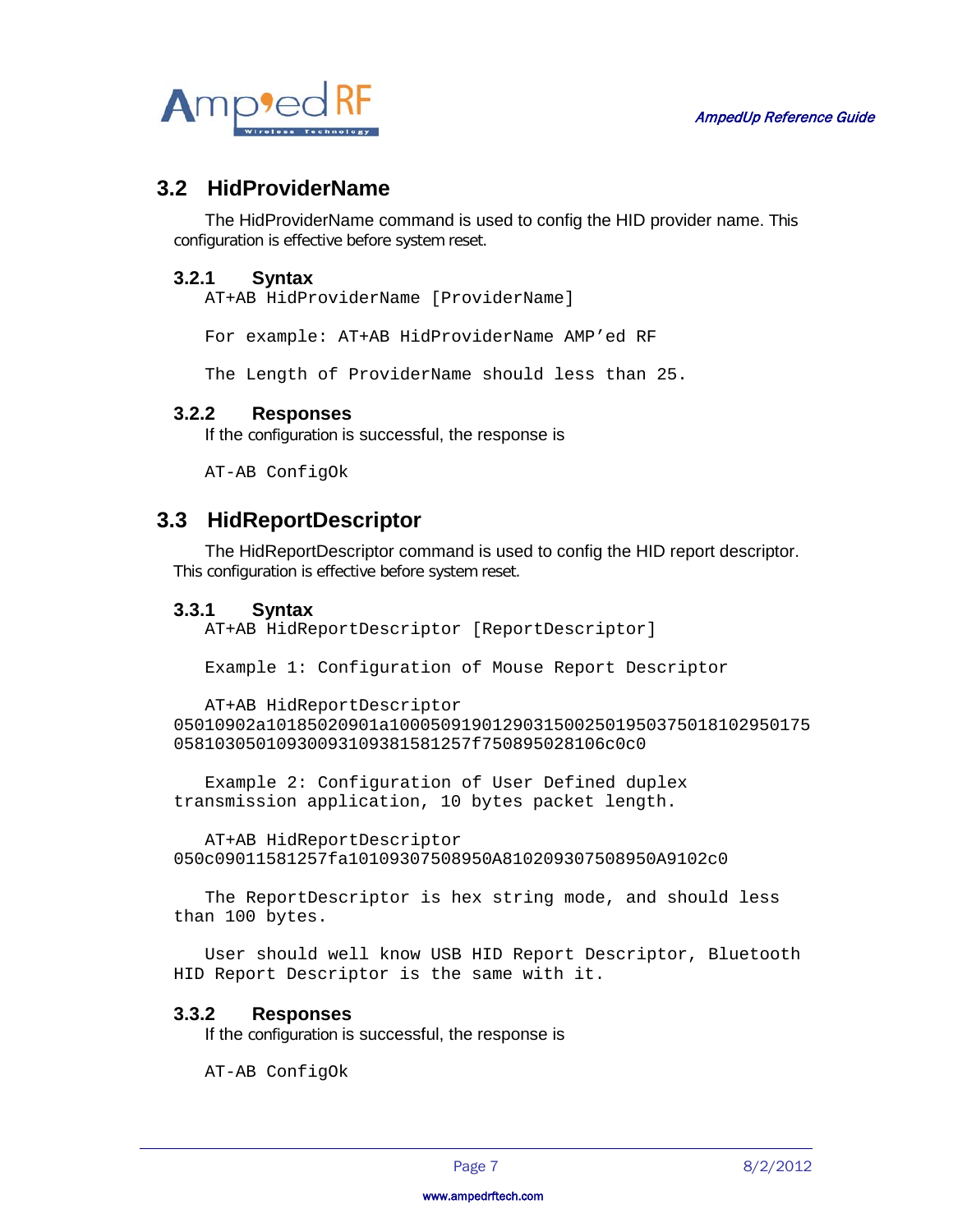## 3.2 HidProviderName

The HidProviderName command is used to config the HID provider name. This configuration is effective before system reset.

### 3.2.1 Syntax

```
AT+AB HidProviderName [ProviderName]

For example: AT+AB HidProviderName AMP'ed RF

The Length of ProviderName should less than 25.
```

### 3.2.2 Responses

If the configuration is successful, the response is

```
AT-AB ConfigOk
```

## 3.3 HidReportDescriptor

The HidReportDescriptor command is used to config the HID report descriptor. This configuration is effective before system reset.

### 3.3.1 Syntax

```
AT+AB HidReportDescriptor [ReportDescriptor]

Example 1: Configuration of Mouse Report Descriptor

AT+AB HidReportDescriptor
05010902a10185020901a1000509190129031500250195037501810295017505810305010930093109381581257f750895028106c0c0

Example 2: Configuration of User Defined duplex
transmission application, 10 bytes packet length.

AT+AB HidReportDescriptor
050c09011581257fa10109307508950A810209307508950A9102c0

The ReportDescriptor is hex string mode, and should less
than 100 bytes.

User should well know USB HID Report Descriptor, Bluetooth
HID Report Descriptor is the same with it.
```

### 3.3.2 Responses

If the configuration is successful, the response is

```
AT-AB ConfigOk
```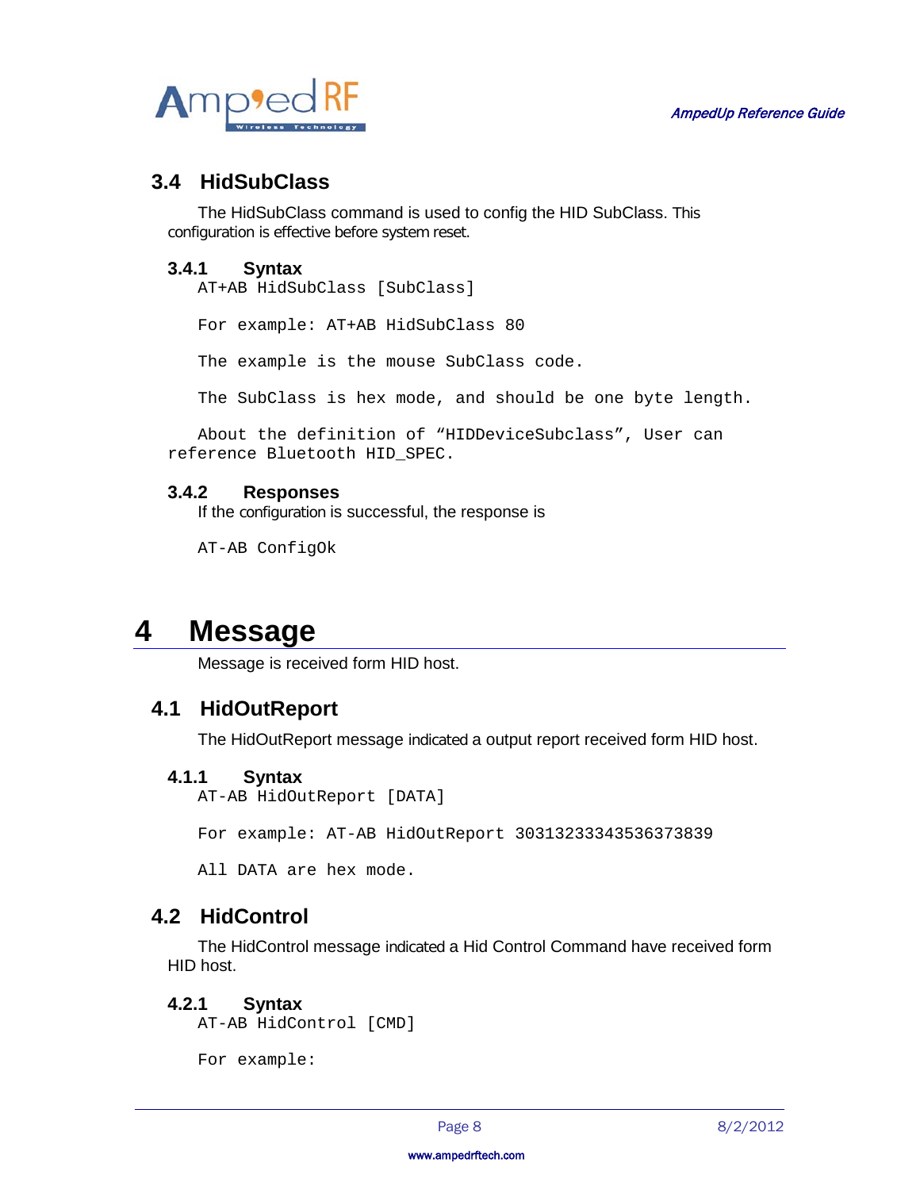## 3.4 HidSubClass

The HidSubClass command is used to config the HID SubClass. This configuration is effective before system reset.

### 3.4.1 Syntax

```
AT+AB HidSubClass [SubClass]

For example: AT+AB HidSubClass 80

The example is the mouse SubClass code.

The SubClass is hex mode, and should be one byte length.

About the definition of "HIDDeviceSubclass", User can
reference Bluetooth HID_SPEC.
```

### 3.4.2 Responses

If the configuration is successful, the response is

```
AT-AB ConfigOk
```

# 4 Message

Message is received form HID host.

## 4.1 HidOutReport

The HidOutReport message indicated a output report received form HID host.

### 4.1.1 Syntax

```
AT-AB HidOutReport [DATA]

For example: AT-AB HidOutReport 30313233343536373839

All DATA are hex mode.
```

## 4.2 HidControl

The HidControl message indicated a Hid Control Command have received form HID host.

### 4.2.1 Syntax

```
AT-AB HidControl [CMD]

For example:
```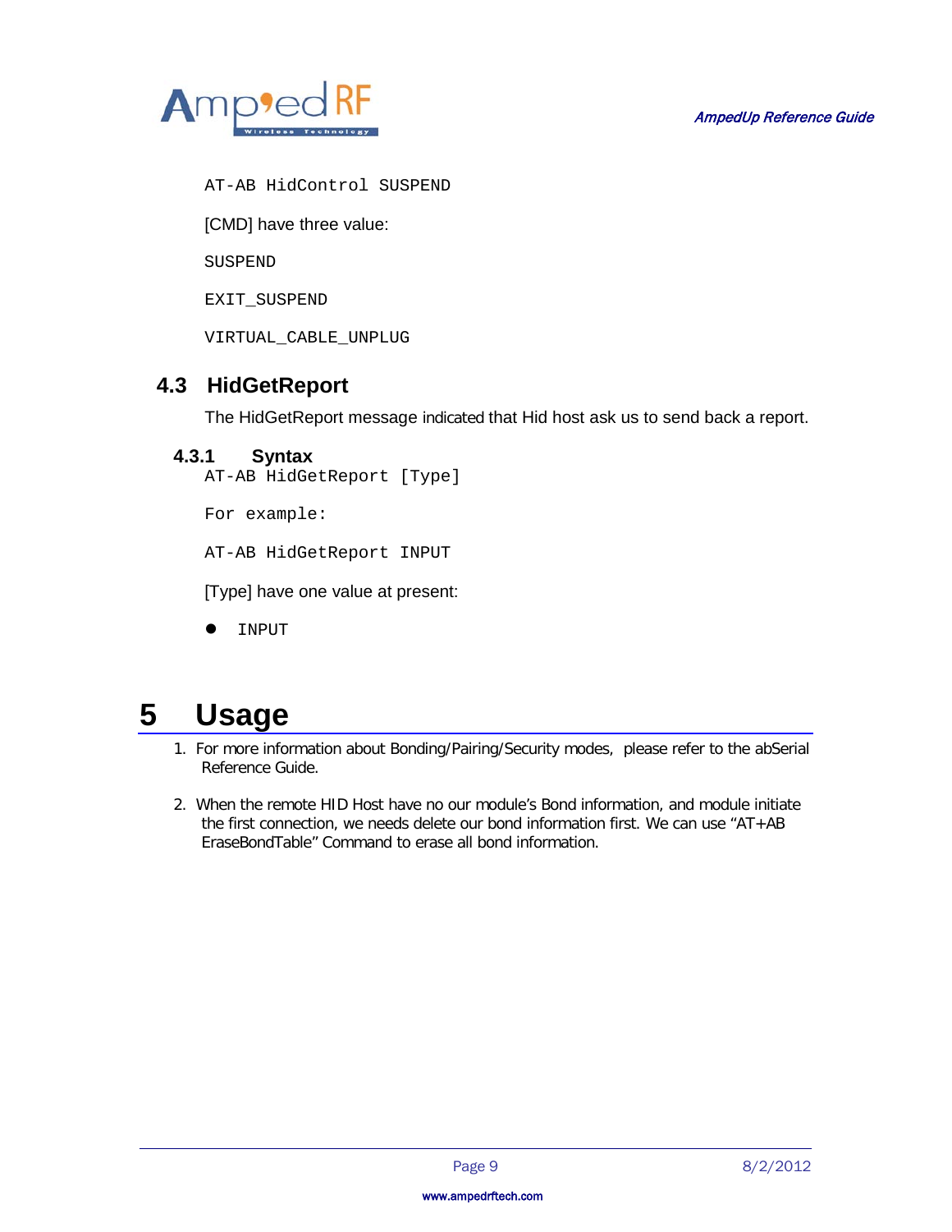```
AT-AB HidControl SUSPEND
```

[CMD] have three value:

```
SUSPEND

EXIT_SUSPEND

VIRTUAL_CABLE_UNPLUG
```

## 4.3 HidGetReport

The HidGetReport message indicated that Hid host ask us to send back a report.

### 4.3.1 Syntax

```
AT-AB HidGetReport [Type]

For example:

AT-AB HidGetReport INPUT
```

[Type] have one value at present:

- `INPUT`

# 5 Usage

1. For more information about Bonding/Pairing/Security modes, please refer to the abSerial Reference Guide.
2. When the remote HID Host have no our module's Bond information, and module initiate the first connection, we needs delete our bond information first. We can use "AT+AB EraseBondTable" Command to erase all bond information.